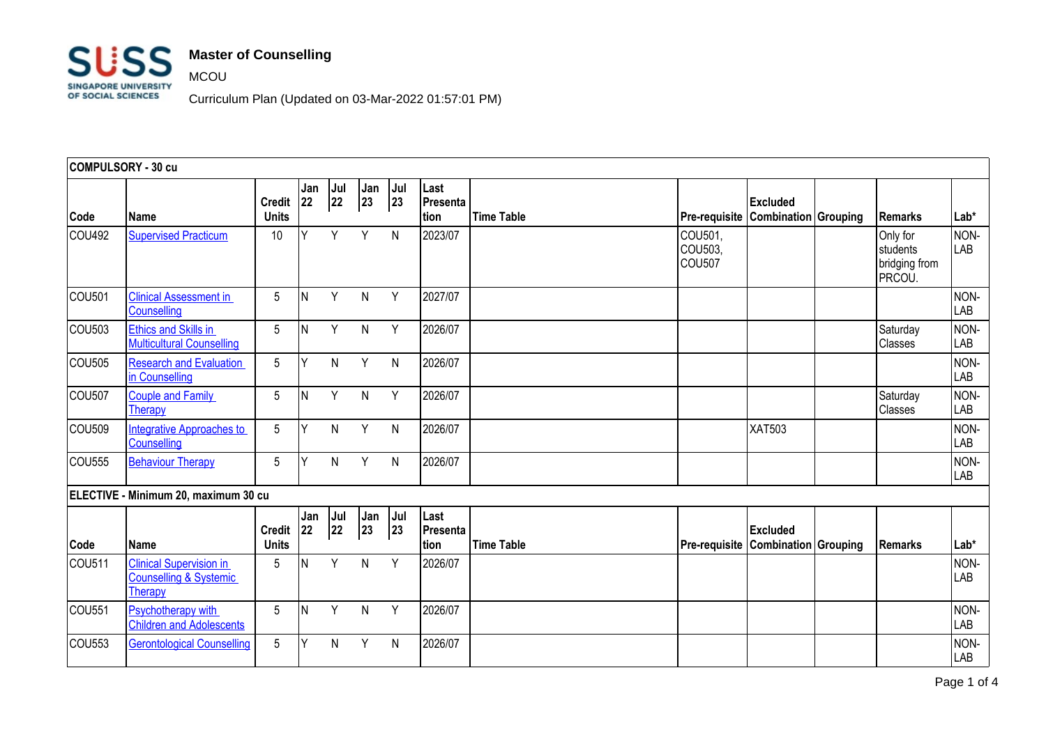# Master of Counselling

MCOU

Curriculum Plan (Updated on 03-Mar-2022 01:57:01 PM)

| COMPULSORY - 30 cu | | | | | | | | | | | | | |
|---|---|---|---|---|---|---|---|---|---|---|---|---|---|
| Code | Name | Credit Units | Jan 22 | Jul 22 | Jan 23 | Jul 23 | Last Presentation | Time Table | Pre-requisite | Excluded Combination | Grouping | Remarks | Lab* |
| COU492 | Supervised Practicum | 10 | Y | Y | Y | N | 2023/07 | | COU501, COU503, COU507 | | | Only for students bridging from PRCOU. | NON-LAB |
| COU501 | Clinical Assessment in Counselling | 5 | N | Y | N | Y | 2027/07 | | | | | | NON-LAB |
| COU503 | Ethics and Skills in Multicultural Counselling | 5 | N | Y | N | Y | 2026/07 | | | | | Saturday Classes | NON-LAB |
| COU505 | Research and Evaluation in Counselling | 5 | Y | N | Y | N | 2026/07 | | | | | | NON-LAB |
| COU507 | Couple and Family Therapy | 5 | N | Y | N | Y | 2026/07 | | | | | Saturday Classes | NON-LAB |
| COU509 | Integrative Approaches to Counselling | 5 | Y | N | Y | N | 2026/07 | | | XAT503 | | | NON-LAB |
| COU555 | Behaviour Therapy | 5 | Y | N | Y | N | 2026/07 | | | | | | NON-LAB |

| ELECTIVE - Minimum 20, maximum 30 cu | | | | | | | | | | | | | |
|---|---|---|---|---|---|---|---|---|---|---|---|---|---|
| Code | Name | Credit Units | Jan 22 | Jul 22 | Jan 23 | Jul 23 | Last Presentation | Time Table | Pre-requisite | Excluded Combination | Grouping | Remarks | Lab* |
| COU511 | Clinical Supervision in Counselling & Systemic Therapy | 5 | N | Y | N | Y | 2026/07 | | | | | | NON-LAB |
| COU551 | Psychotherapy with Children and Adolescents | 5 | N | Y | N | Y | 2026/07 | | | | | | NON-LAB |
| COU553 | Gerontological Counselling | 5 | Y | N | Y | N | 2026/07 | | | | | | NON-LAB |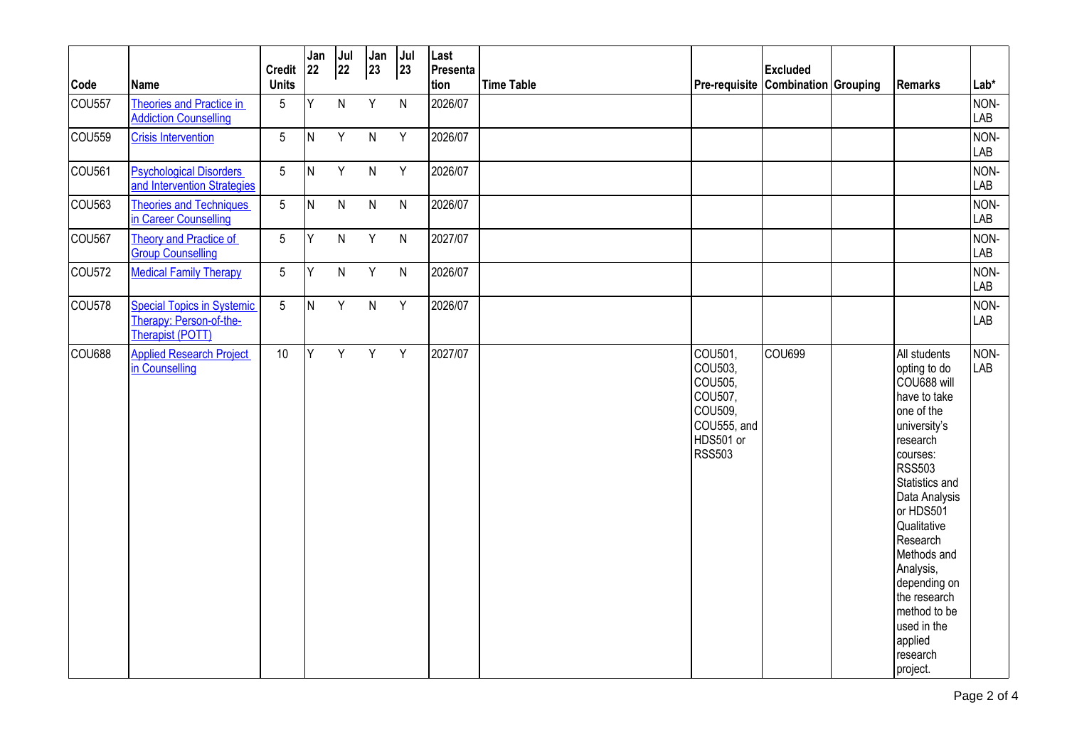| Code | Name | Credit Units | Jan 22 | Jul 22 | Jan 23 | Jul 23 | Last Presentation | Time Table | Pre-requisite | Excluded Combination | Grouping | Remarks | Lab* |
|---|---|---|---|---|---|---|---|---|---|---|---|---|---|
| COU557 | Theories and Practice in Addiction Counselling | 5 | Y | N | Y | N | 2026/07 | | | | | | NON-LAB |
| COU559 | Crisis Intervention | 5 | N | Y | N | Y | 2026/07 | | | | | | NON-LAB |
| COU561 | Psychological Disorders and Intervention Strategies | 5 | N | Y | N | Y | 2026/07 | | | | | | NON-LAB |
| COU563 | Theories and Techniques in Career Counselling | 5 | N | N | N | N | 2026/07 | | | | | | NON-LAB |
| COU567 | Theory and Practice of Group Counselling | 5 | Y | N | Y | N | 2027/07 | | | | | | NON-LAB |
| COU572 | Medical Family Therapy | 5 | Y | N | Y | N | 2026/07 | | | | | | NON-LAB |
| COU578 | Special Topics in Systemic Therapy: Person-of-the-Therapist (POTT) | 5 | N | Y | N | Y | 2026/07 | | | | | | NON-LAB |
| COU688 | Applied Research Project in Counselling | 10 | Y | Y | Y | Y | 2027/07 | | COU501, COU503, COU505, COU507, COU509, COU555, and HDS501 or RSS503 | COU699 | | All students opting to do COU688 will have to take one of the university's research courses: RSS503 Statistics and Data Analysis or HDS501 Qualitative Research Methods and Analysis, depending on the research method to be used in the applied research project. | NON-LAB |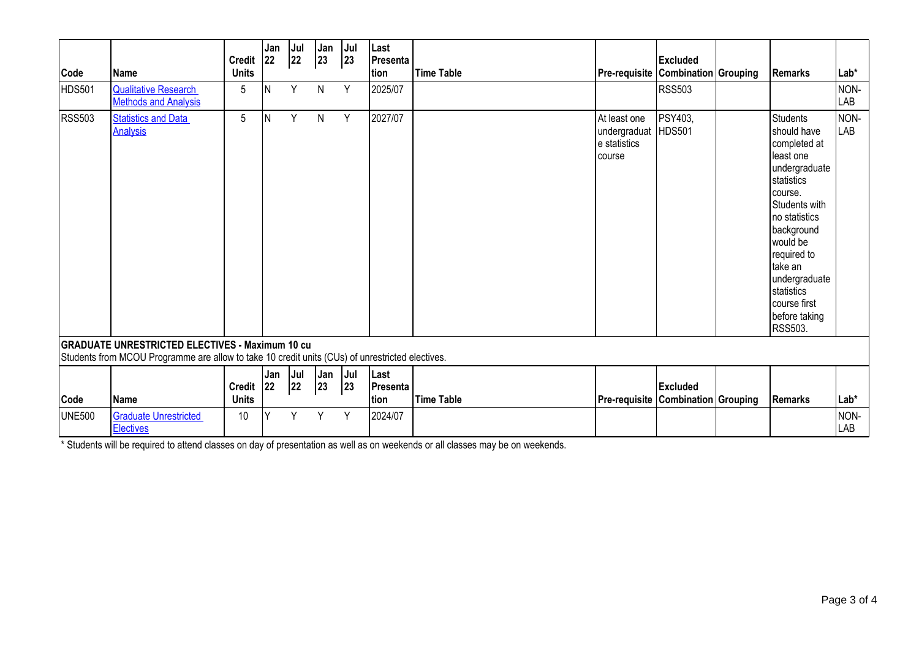| Code | Name | Credit Units | Jan 22 | Jul 22 | Jan 23 | Jul 23 | Last Presentation | Time Table | Pre-requisite | Excluded Combination | Grouping | Remarks | Lab* |
|---|---|---|---|---|---|---|---|---|---|---|---|---|---|
| HDS501 | Qualitative Research Methods and Analysis | 5 | N | Y | N | Y | 2025/07 | | | RSS503 | | | NON-LAB |
| RSS503 | Statistics and Data Analysis | 5 | N | Y | N | Y | 2027/07 | | At least one undergraduate statistics course | PSY403, HDS501 | | Students should have completed at least one undergraduate statistics course. Students with no statistics background would be required to take an undergraduate statistics course first before taking RSS503. | NON-LAB |

**GRADUATE UNRESTRICTED ELECTIVES - Maximum 10 cu**

Students from MCOU Programme are allow to take 10 credit units (CUs) of unrestricted electives.

| Code | Name | Credit Units | Jan 22 | Jul 22 | Jan 23 | Jul 23 | Last Presentation | Time Table | Pre-requisite | Excluded Combination | Grouping | Remarks | Lab* |
|---|---|---|---|---|---|---|---|---|---|---|---|---|---|
| UNE500 | Graduate Unrestricted Electives | 10 | Y | Y | Y | Y | 2024/07 | | | | | | NON-LAB |

* Students will be required to attend classes on day of presentation as well as on weekends or all classes may be on weekends.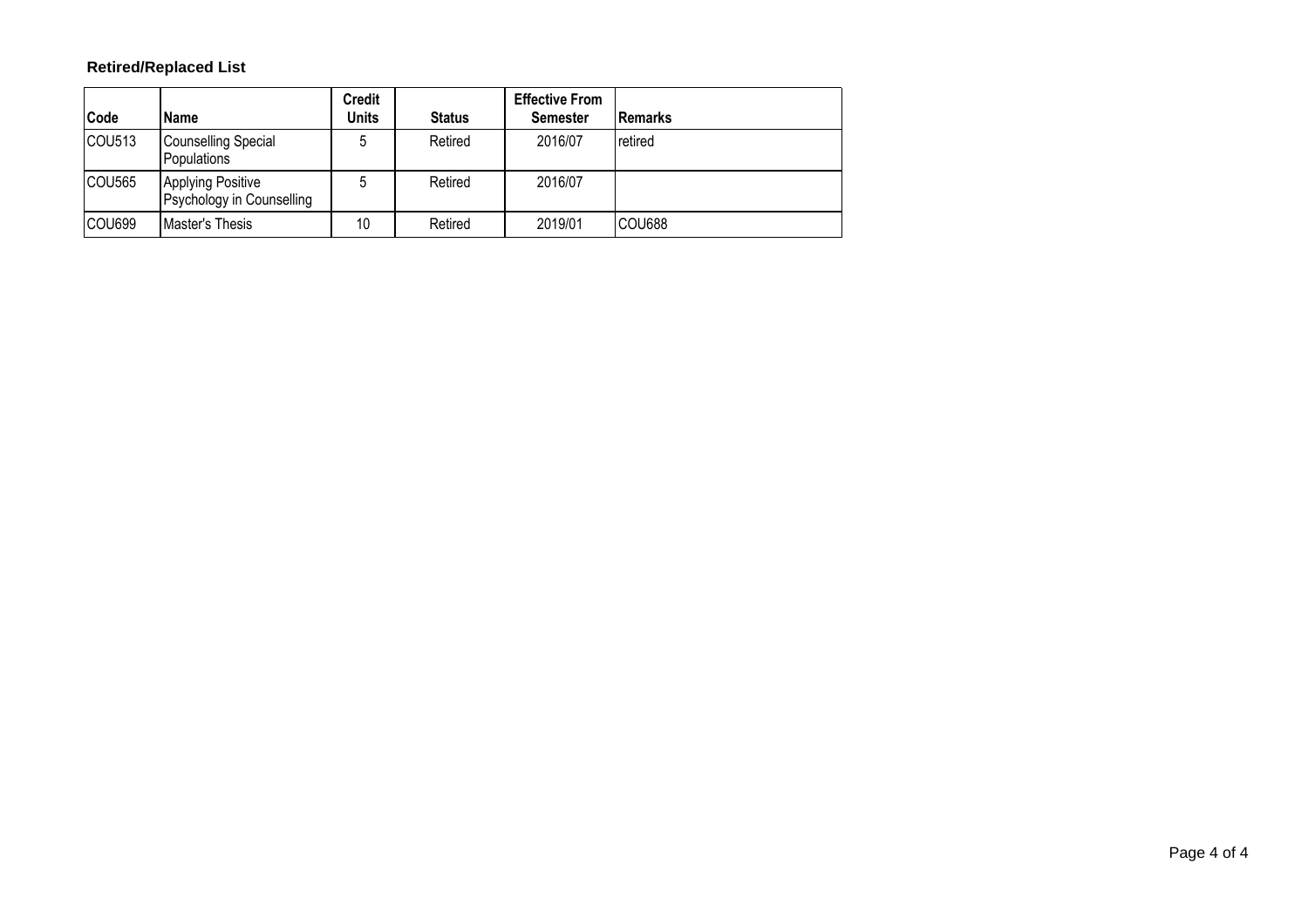**Retired/Replaced List**

| Code | Name | Credit Units | Status | Effective From Semester | Remarks |
|---|---|---|---|---|---|
| COU513 | Counselling Special Populations | 5 | Retired | 2016/07 | retired |
| COU565 | Applying Positive Psychology in Counselling | 5 | Retired | 2016/07 | |
| COU699 | Master's Thesis | 10 | Retired | 2019/01 | COU688 |